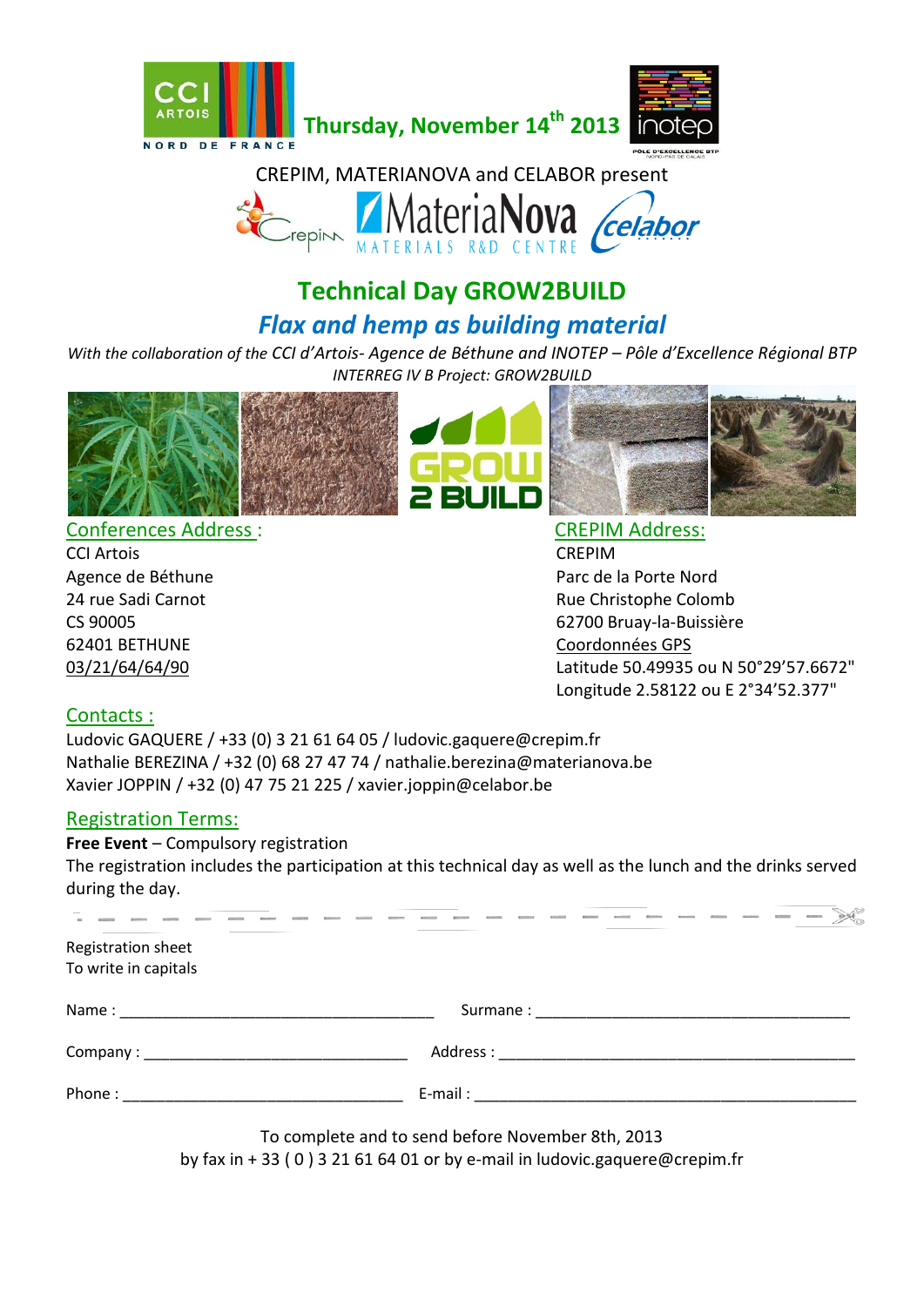Thursday, November 14th 2013

CREPIM, MATERIANOVA and CELABOR present

# Technical Day GROW2BUILD

## *Flax and hemp as building material*

*With the collaboration of the CCI d'Artois- Agence de Béthune and INOTEP – Pôle d'Excellence Régional BTP*

*INTERREG IV B Project: GROW2BUILD*

**Conferences Address :**

CCI Artois
Agence de Béthune
24 rue Sadi Carnot
CS 90005
62401 BETHUNE
03/21/64/64/90

**CREPIM Address:**

CREPIM
Parc de la Porte Nord
Rue Christophe Colomb
62700 Bruay-la-Buissière
Coordonnées GPS
Latitude 50.49935 ou N 50°29'57.6672"
Longitude 2.58122 ou E 2°34'52.377"

**Contacts :**

Ludovic GAQUERE / +33 (0) 3 21 61 64 05 / ludovic.gaquere@crepim.fr
Nathalie BEREZINA / +32 (0) 68 27 47 74 / nathalie.berezina@materianova.be
Xavier JOPPIN / +32 (0) 47 75 21 225 / xavier.joppin@celabor.be

**Registration Terms:**

**Free Event** – Compulsory registration
The registration includes the participation at this technical day as well as the lunch and the drinks served during the day.

---

Registration sheet
To write in capitals

Name : ____________________________________ Surname : ____________________________________

Company : ______________________________ Address : ________________________________________

Phone : ________________________________ E-mail : ___________________________________________

To complete and to send before November 8th, 2013
by fax in + 33 ( 0 ) 3 21 61 64 01 or by e-mail in ludovic.gaquere@crepim.fr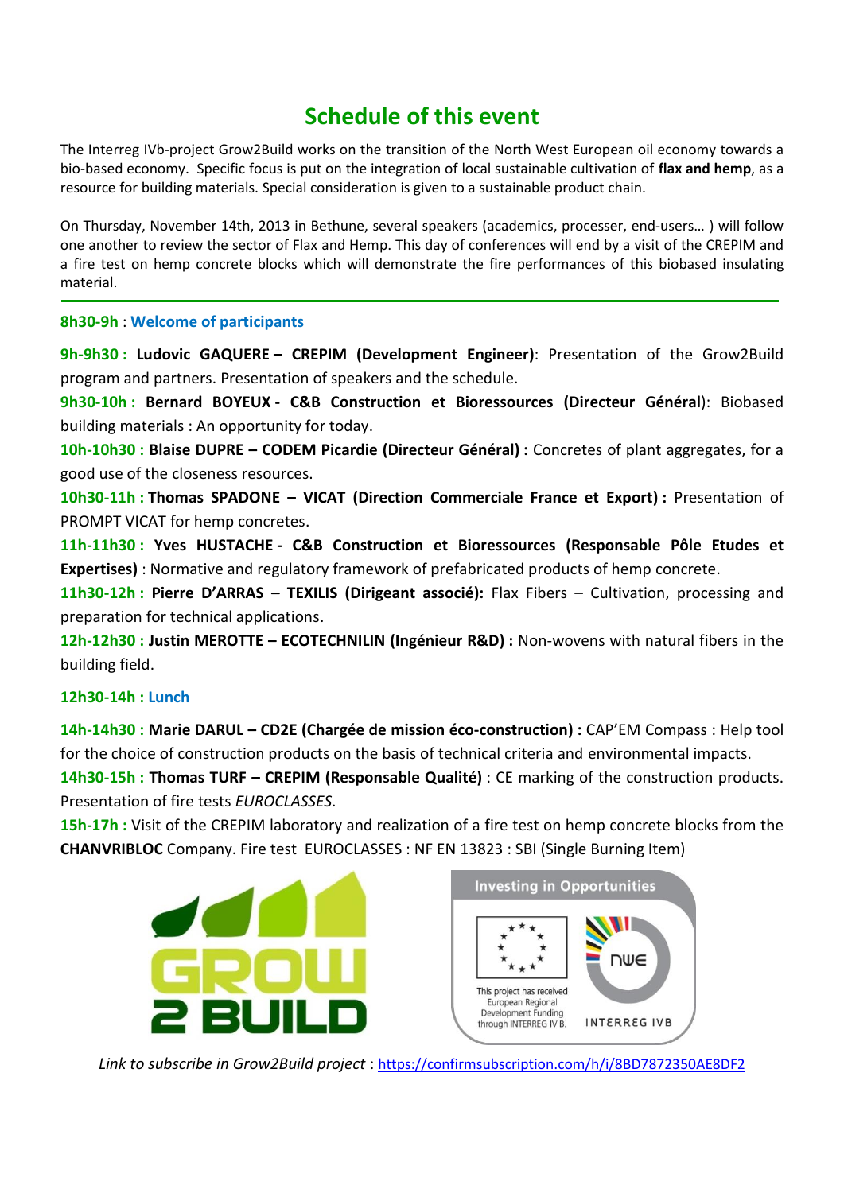# Schedule of this event

The Interreg IVb-project Grow2Build works on the transition of the North West European oil economy towards a bio-based economy. Specific focus is put on the integration of local sustainable cultivation of **flax and hemp**, as a resource for building materials. Special consideration is given to a sustainable product chain.

On Thursday, November 14th, 2013 in Bethune, several speakers (academics, processer, end-users… ) will follow one another to review the sector of Flax and Hemp. This day of conferences will end by a visit of the CREPIM and a fire test on hemp concrete blocks which will demonstrate the fire performances of this biobased insulating material.

---

**8h30-9h** : **Welcome of participants**

**9h-9h30 : Ludovic GAQUERE – CREPIM (Development Engineer)**: Presentation of the Grow2Build program and partners. Presentation of speakers and the schedule.

**9h30-10h : Bernard BOYEUX - C&B Construction et Bioressources (Directeur Général)**: Biobased building materials : An opportunity for today.

**10h-10h30 : Blaise DUPRE – CODEM Picardie (Directeur Général) :** Concretes of plant aggregates, for a good use of the closeness resources.

**10h30-11h : Thomas SPADONE – VICAT (Direction Commerciale France et Export) :** Presentation of PROMPT VICAT for hemp concretes.

**11h-11h30 : Yves HUSTACHE - C&B Construction et Bioressources (Responsable Pôle Etudes et Expertises)** : Normative and regulatory framework of prefabricated products of hemp concrete.

**11h30-12h : Pierre D'ARRAS – TEXILIS (Dirigeant associé):** Flax Fibers – Cultivation, processing and preparation for technical applications.

**12h-12h30 : Justin MEROTTE – ECOTECHNILIN (Ingénieur R&D) :** Non-wovens with natural fibers in the building field.

**12h30-14h : Lunch**

**14h-14h30 : Marie DARUL – CD2E (Chargée de mission éco-construction) :** CAP'EM Compass : Help tool for the choice of construction products on the basis of technical criteria and environmental impacts.

**14h30-15h : Thomas TURF – CREPIM (Responsable Qualité)** : CE marking of the construction products. Presentation of fire tests *EUROCLASSES*.

**15h-17h :** Visit of the CREPIM laboratory and realization of a fire test on hemp concrete blocks from the **CHANVRIBLOC** Company. Fire test EUROCLASSES : NF EN 13823 : SBI (Single Burning Item)

GROW 2 BUILD

Investing in Opportunities

This project has received European Regional Development Funding through INTERREG IV B.

nwe

INTERREG IVB

*Link to subscribe in Grow2Build project* : https://confirmsubscription.com/h/i/8BD7872350AE8DF2